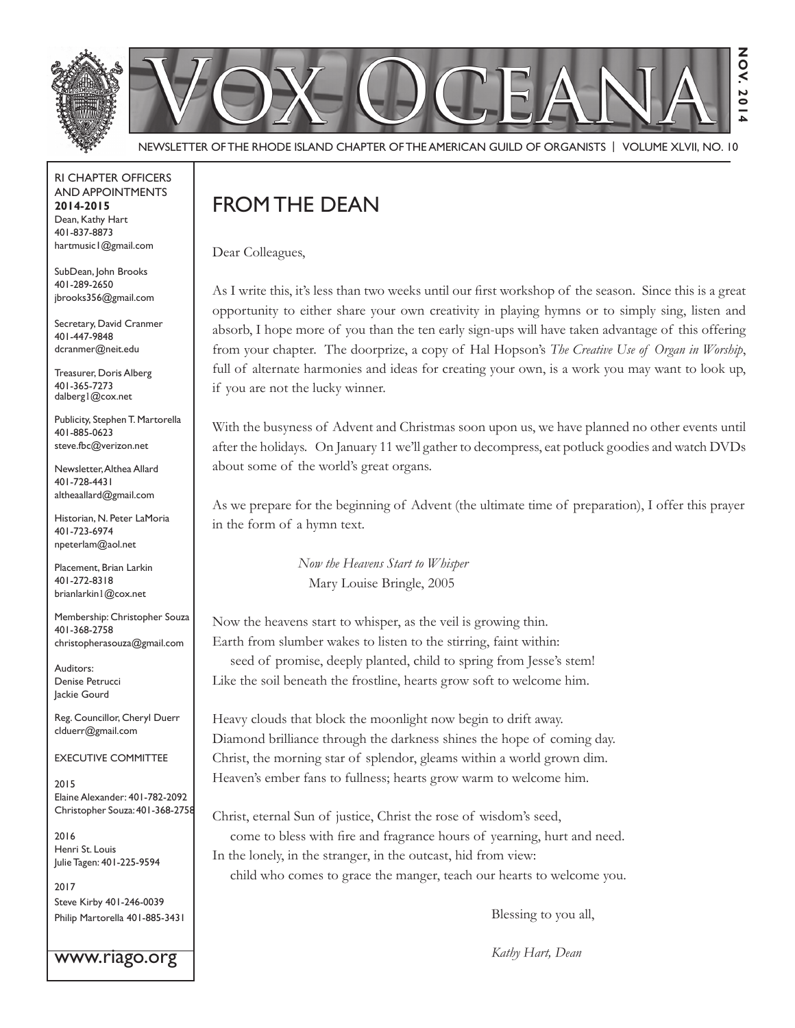# VOX OCEANA

NOV. 2014

NEWSLETTER OF THE RHODE ISLAND CHAPTER OF THE AMERICAN GUILD OF ORGANISTS | VOLUME XLVII, NO. 10

RI CHAPTER OFFICERS AND APPOINTMENTS
**2014-2015**
Dean, Kathy Hart
401-837-8873
hartmusic1@gmail.com

SubDean, John Brooks
401-289-2650
jbrooks356@gmail.com

Secretary, David Cranmer
401-447-9848
dcranmer@neit.edu

Treasurer, Doris Alberg
401-365-7273
dalberg1@cox.net

Publicity, Stephen T. Martorella
401-885-0623
steve.fbc@verizon.net

Newsletter, Althea Allard
401-728-4431
altheaallard@gmail.com

Historian, N. Peter LaMoria
401-723-6974
npeterlam@aol.net

Placement, Brian Larkin
401-272-8318
brianlarkin1@cox.net

Membership: Christopher Souza
401-368-2758
christopherasouza@gmail.com

Auditors:
Denise Petrucci
Jackie Gourd

Reg. Councillor, Cheryl Duerr
clduerr@gmail.com

EXECUTIVE COMMITTEE

2015
Elaine Alexander: 401-782-2092
Christopher Souza: 401-368-2758

2016
Henri St. Louis
Julie Tagen: 401-225-9594

2017
Steve Kirby 401-246-0039
Philip Martorella 401-885-3431

www.riago.org

## FROM THE DEAN

Dear Colleagues,

As I write this, it's less than two weeks until our first workshop of the season. Since this is a great opportunity to either share your own creativity in playing hymns or to simply sing, listen and absorb, I hope more of you than the ten early sign-ups will have taken advantage of this offering from your chapter. The doorprize, a copy of Hal Hopson's *The Creative Use of Organ in Worship*, full of alternate harmonies and ideas for creating your own, is a work you may want to look up, if you are not the lucky winner.

With the busyness of Advent and Christmas soon upon us, we have planned no other events until after the holidays. On January 11 we'll gather to decompress, eat potluck goodies and watch DVDs about some of the world's great organs.

As we prepare for the beginning of Advent (the ultimate time of preparation), I offer this prayer in the form of a hymn text.

*Now the Heavens Start to Whisper*
Mary Louise Bringle, 2005

Now the heavens start to whisper, as the veil is growing thin.
Earth from slumber wakes to listen to the stirring, faint within:
seed of promise, deeply planted, child to spring from Jesse's stem!
Like the soil beneath the frostline, hearts grow soft to welcome him.

Heavy clouds that block the moonlight now begin to drift away.
Diamond brilliance through the darkness shines the hope of coming day.
Christ, the morning star of splendor, gleams within a world grown dim.
Heaven's ember fans to fullness; hearts grow warm to welcome him.

Christ, eternal Sun of justice, Christ the rose of wisdom's seed,
come to bless with fire and fragrance hours of yearning, hurt and need.
In the lonely, in the stranger, in the outcast, hid from view:
child who comes to grace the manger, teach our hearts to welcome you.

Blessing to you all,

*Kathy Hart, Dean*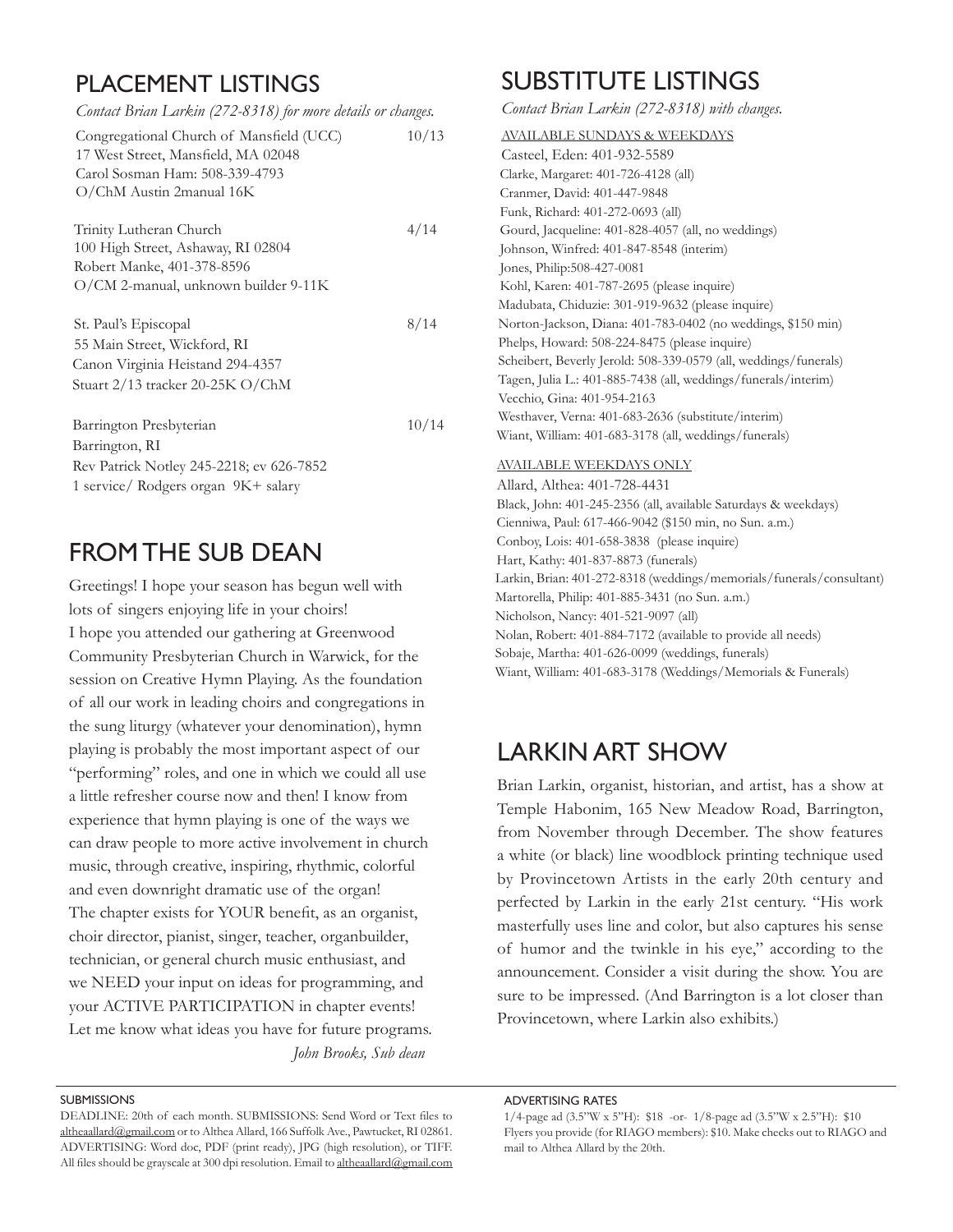## PLACEMENT LISTINGS

*Contact Brian Larkin (272-8318) for more details or changes.*

Congregational Church of Mansfield (UCC) 10/13
17 West Street, Mansfield, MA 02048
Carol Sosman Ham: 508-339-4793
O/ChM Austin 2manual 16K

Trinity Lutheran Church 4/14
100 High Street, Ashaway, RI 02804
Robert Manke, 401-378-8596
O/CM 2-manual, unknown builder 9-11K

St. Paul's Episcopal 8/14
55 Main Street, Wickford, RI
Canon Virginia Heistand 294-4357
Stuart 2/13 tracker 20-25K O/ChM

Barrington Presbyterian 10/14
Barrington, RI
Rev Patrick Notley 245-2218; ev 626-7852
1 service/ Rodgers organ 9K+ salary

## FROM THE SUB DEAN

Greetings! I hope your season has begun well with lots of singers enjoying life in your choirs!
I hope you attended our gathering at Greenwood Community Presbyterian Church in Warwick, for the session on Creative Hymn Playing. As the foundation of all our work in leading choirs and congregations in the sung liturgy (whatever your denomination), hymn playing is probably the most important aspect of our "performing" roles, and one in which we could all use a little refresher course now and then! I know from experience that hymn playing is one of the ways we can draw people to more active involvement in church music, through creative, inspiring, rhythmic, colorful and even downright dramatic use of the organ!
The chapter exists for YOUR benefit, as an organist, choir director, pianist, singer, teacher, organbuilder, technician, or general church music enthusiast, and we NEED your input on ideas for programming, and your ACTIVE PARTICIPATION in chapter events! Let me know what ideas you have for future programs.

*John Brooks, Sub dean*

## SUBSTITUTE LISTINGS

*Contact Brian Larkin (272-8318) with changes.*

AVAILABLE SUNDAYS & WEEKDAYS

Casteel, Eden: 401-932-5589
Clarke, Margaret: 401-726-4128 (all)
Cranmer, David: 401-447-9848
Funk, Richard: 401-272-0693 (all)
Gourd, Jacqueline: 401-828-4057 (all, no weddings)
Johnson, Winfred: 401-847-8548 (interim)
Jones, Philip:508-427-0081
Kohl, Karen: 401-787-2695 (please inquire)
Madubata, Chiduzie: 301-919-9632 (please inquire)
Norton-Jackson, Diana: 401-783-0402 (no weddings, $150 min)
Phelps, Howard: 508-224-8475 (please inquire)
Scheibert, Beverly Jerold: 508-339-0579 (all, weddings/funerals)
Tagen, Julia L.: 401-885-7438 (all, weddings/funerals/interim)
Vecchio, Gina: 401-954-2163
Westhaver, Verna: 401-683-2636 (substitute/interim)
Wiant, William: 401-683-3178 (all, weddings/funerals)

AVAILABLE WEEKDAYS ONLY

Allard, Althea: 401-728-4431
Black, John: 401-245-2356 (all, available Saturdays & weekdays)
Cienniwa, Paul: 617-466-9042 ($150 min, no Sun. a.m.)
Conboy, Lois: 401-658-3838 (please inquire)
Hart, Kathy: 401-837-8873 (funerals)
Larkin, Brian: 401-272-8318 (weddings/memorials/funerals/consultant)
Martorella, Philip: 401-885-3431 (no Sun. a.m.)
Nicholson, Nancy: 401-521-9097 (all)
Nolan, Robert: 401-884-7172 (available to provide all needs)
Sobaje, Martha: 401-626-0099 (weddings, funerals)
Wiant, William: 401-683-3178 (Weddings/Memorials & Funerals)

## LARKIN ART SHOW

Brian Larkin, organist, historian, and artist, has a show at Temple Habonim, 165 New Meadow Road, Barrington, from November through December. The show features a white (or black) line woodblock printing technique used by Provincetown Artists in the early 20th century and perfected by Larkin in the early 21st century. "His work masterfully uses line and color, but also captures his sense of humor and the twinkle in his eye," according to the announcement. Consider a visit during the show. You are sure to be impressed. (And Barrington is a lot closer than Provincetown, where Larkin also exhibits.)

### SUBMISSIONS

DEADLINE: 20th of each month. SUBMISSIONS: Send Word or Text files to altheaallard@gmail.com or to Althea Allard, 166 Suffolk Ave., Pawtucket, RI 02861. ADVERTISING: Word doc, PDF (print ready), JPG (high resolution), or TIFF. All files should be grayscale at 300 dpi resolution. Email to altheaallard@gmail.com

### ADVERTISING RATES

1/4-page ad (3.5"W x 5"H): $18 -or- 1/8-page ad (3.5"W x 2.5"H): $10
Flyers you provide (for RIAGO members): $10. Make checks out to RIAGO and mail to Althea Allard by the 20th.